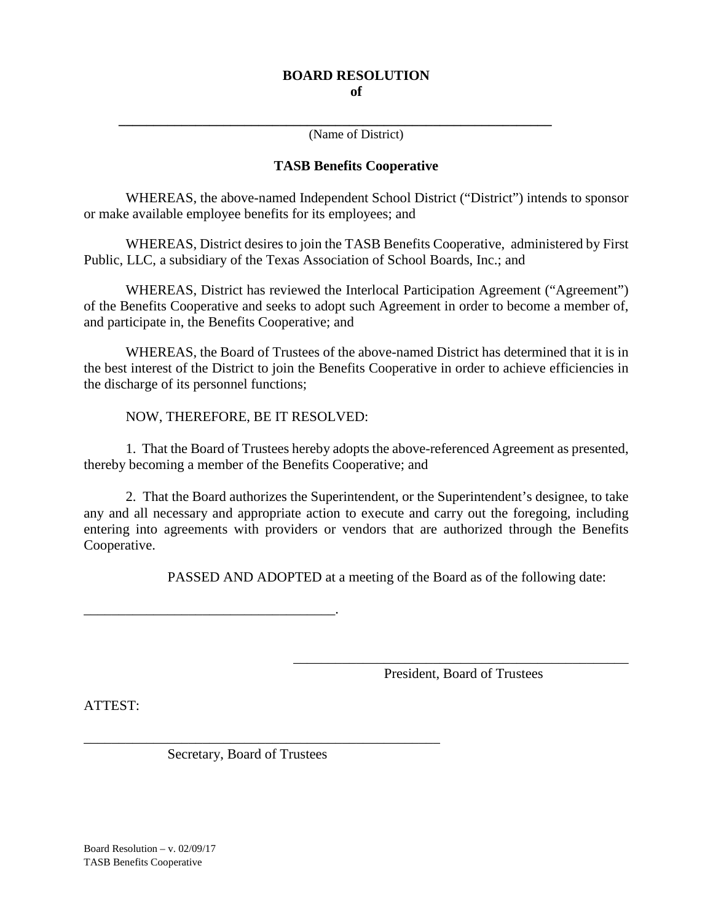**BOARD RESOLUTION**
**of**

\_\_\_\_\_\_\_\_\_\_\_\_\_\_\_\_\_\_\_\_\_\_\_\_\_\_\_\_\_\_\_\_\_\_\_\_\_\_\_\_\_\_\_\_\_\_\_\_\_\_\_\_\_\_\_\_\_\_\_\_
(Name of District)

**TASB Benefits Cooperative**

WHEREAS, the above-named Independent School District ("District") intends to sponsor or make available employee benefits for its employees; and

WHEREAS, District desires to join the TASB Benefits Cooperative, administered by First Public, LLC, a subsidiary of the Texas Association of School Boards, Inc.; and

WHEREAS, District has reviewed the Interlocal Participation Agreement ("Agreement") of the Benefits Cooperative and seeks to adopt such Agreement in order to become a member of, and participate in, the Benefits Cooperative; and

WHEREAS, the Board of Trustees of the above-named District has determined that it is in the best interest of the District to join the Benefits Cooperative in order to achieve efficiencies in the discharge of its personnel functions;

NOW, THEREFORE, BE IT RESOLVED:

1. That the Board of Trustees hereby adopts the above-referenced Agreement as presented, thereby becoming a member of the Benefits Cooperative; and

2. That the Board authorizes the Superintendent, or the Superintendent's designee, to take any and all necessary and appropriate action to execute and carry out the foregoing, including entering into agreements with providers or vendors that are authorized through the Benefits Cooperative.

PASSED AND ADOPTED at a meeting of the Board as of the following date:

\_\_\_\_\_\_\_\_\_\_\_\_\_\_\_\_\_\_\_\_\_\_\_\_\_\_\_\_\_\_\_\_\_\_\_\_\_.

\_\_\_\_\_\_\_\_\_\_\_\_\_\_\_\_\_\_\_\_\_\_\_\_\_\_\_\_\_\_\_\_\_\_\_\_\_\_\_\_\_\_\_\_\_\_
President, Board of Trustees

ATTEST:

\_\_\_\_\_\_\_\_\_\_\_\_\_\_\_\_\_\_\_\_\_\_\_\_\_\_\_\_\_\_\_\_\_\_\_\_\_\_\_\_\_\_\_\_\_\_\_\_\_\_
Secretary, Board of Trustees

Board Resolution – v. 02/09/17
TASB Benefits Cooperative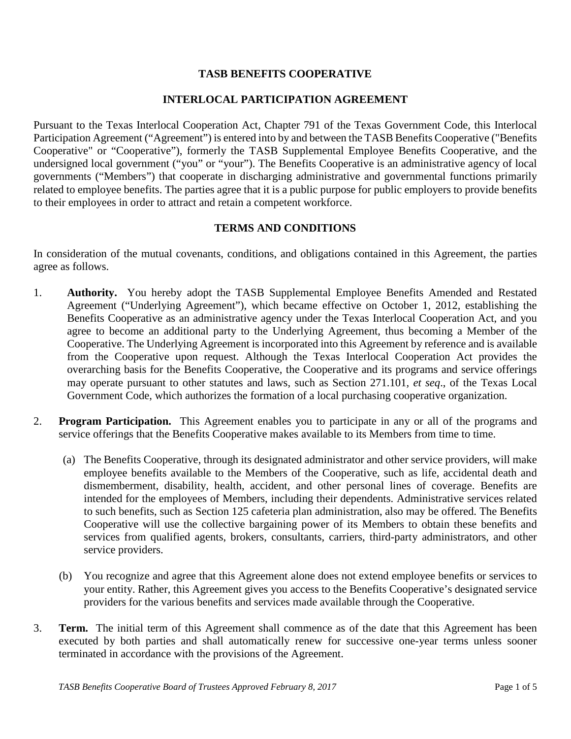# TASB BENEFITS COOPERATIVE

# INTERLOCAL PARTICIPATION AGREEMENT

Pursuant to the Texas Interlocal Cooperation Act, Chapter 791 of the Texas Government Code, this Interlocal Participation Agreement ("Agreement") is entered into by and between the TASB Benefits Cooperative ("Benefits Cooperative" or "Cooperative"), formerly the TASB Supplemental Employee Benefits Cooperative, and the undersigned local government ("you" or "your"). The Benefits Cooperative is an administrative agency of local governments ("Members") that cooperate in discharging administrative and governmental functions primarily related to employee benefits. The parties agree that it is a public purpose for public employers to provide benefits to their employees in order to attract and retain a competent workforce.

## TERMS AND CONDITIONS

In consideration of the mutual covenants, conditions, and obligations contained in this Agreement, the parties agree as follows.

1. **Authority.** You hereby adopt the TASB Supplemental Employee Benefits Amended and Restated Agreement ("Underlying Agreement"), which became effective on October 1, 2012, establishing the Benefits Cooperative as an administrative agency under the Texas Interlocal Cooperation Act, and you agree to become an additional party to the Underlying Agreement, thus becoming a Member of the Cooperative. The Underlying Agreement is incorporated into this Agreement by reference and is available from the Cooperative upon request. Although the Texas Interlocal Cooperation Act provides the overarching basis for the Benefits Cooperative, the Cooperative and its programs and service offerings may operate pursuant to other statutes and laws, such as Section 271.101, *et seq*., of the Texas Local Government Code, which authorizes the formation of a local purchasing cooperative organization.

2. **Program Participation.** This Agreement enables you to participate in any or all of the programs and service offerings that the Benefits Cooperative makes available to its Members from time to time.

   (a) The Benefits Cooperative, through its designated administrator and other service providers, will make employee benefits available to the Members of the Cooperative, such as life, accidental death and dismemberment, disability, health, accident, and other personal lines of coverage. Benefits are intended for the employees of Members, including their dependents. Administrative services related to such benefits, such as Section 125 cafeteria plan administration, also may be offered. The Benefits Cooperative will use the collective bargaining power of its Members to obtain these benefits and services from qualified agents, brokers, consultants, carriers, third-party administrators, and other service providers.

   (b) You recognize and agree that this Agreement alone does not extend employee benefits or services to your entity. Rather, this Agreement gives you access to the Benefits Cooperative's designated service providers for the various benefits and services made available through the Cooperative.

3. **Term.** The initial term of this Agreement shall commence as of the date that this Agreement has been executed by both parties and shall automatically renew for successive one-year terms unless sooner terminated in accordance with the provisions of the Agreement.

*TASB Benefits Cooperative Board of Trustees Approved February 8, 2017*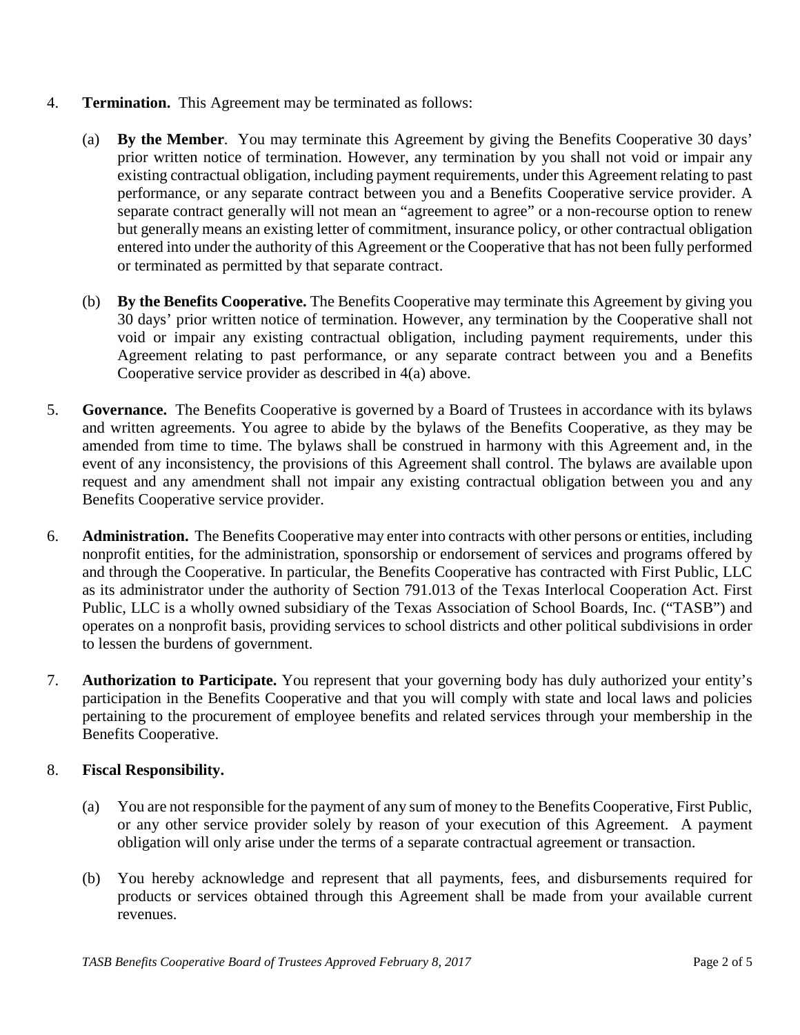4. **Termination.** This Agreement may be terminated as follows:

   (a) **By the Member**. You may terminate this Agreement by giving the Benefits Cooperative 30 days' prior written notice of termination. However, any termination by you shall not void or impair any existing contractual obligation, including payment requirements, under this Agreement relating to past performance, or any separate contract between you and a Benefits Cooperative service provider. A separate contract generally will not mean an "agreement to agree" or a non-recourse option to renew but generally means an existing letter of commitment, insurance policy, or other contractual obligation entered into under the authority of this Agreement or the Cooperative that has not been fully performed or terminated as permitted by that separate contract.

   (b) **By the Benefits Cooperative.** The Benefits Cooperative may terminate this Agreement by giving you 30 days' prior written notice of termination. However, any termination by the Cooperative shall not void or impair any existing contractual obligation, including payment requirements, under this Agreement relating to past performance, or any separate contract between you and a Benefits Cooperative service provider as described in 4(a) above.

5. **Governance.** The Benefits Cooperative is governed by a Board of Trustees in accordance with its bylaws and written agreements. You agree to abide by the bylaws of the Benefits Cooperative, as they may be amended from time to time. The bylaws shall be construed in harmony with this Agreement and, in the event of any inconsistency, the provisions of this Agreement shall control. The bylaws are available upon request and any amendment shall not impair any existing contractual obligation between you and any Benefits Cooperative service provider.

6. **Administration.** The Benefits Cooperative may enter into contracts with other persons or entities, including nonprofit entities, for the administration, sponsorship or endorsement of services and programs offered by and through the Cooperative. In particular, the Benefits Cooperative has contracted with First Public, LLC as its administrator under the authority of Section 791.013 of the Texas Interlocal Cooperation Act. First Public, LLC is a wholly owned subsidiary of the Texas Association of School Boards, Inc. ("TASB") and operates on a nonprofit basis, providing services to school districts and other political subdivisions in order to lessen the burdens of government.

7. **Authorization to Participate.** You represent that your governing body has duly authorized your entity's participation in the Benefits Cooperative and that you will comply with state and local laws and policies pertaining to the procurement of employee benefits and related services through your membership in the Benefits Cooperative.

8. **Fiscal Responsibility.**

   (a) You are not responsible for the payment of any sum of money to the Benefits Cooperative, First Public, or any other service provider solely by reason of your execution of this Agreement. A payment obligation will only arise under the terms of a separate contractual agreement or transaction.

   (b) You hereby acknowledge and represent that all payments, fees, and disbursements required for products or services obtained through this Agreement shall be made from your available current revenues.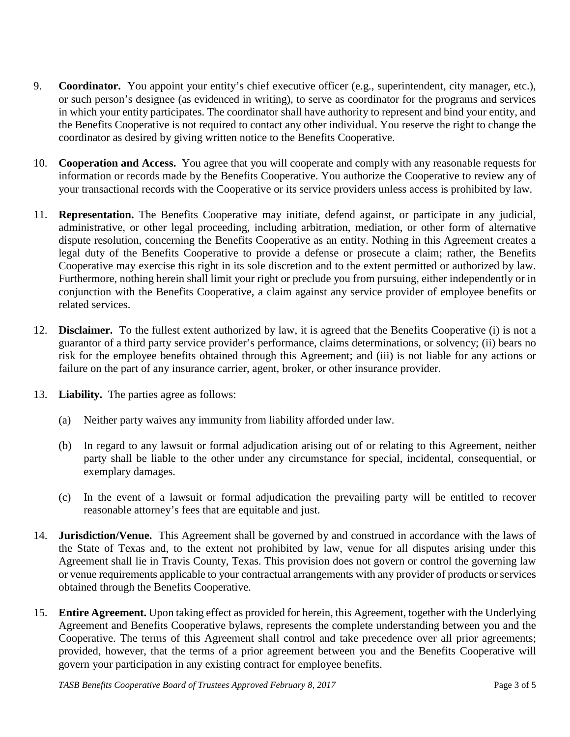9. **Coordinator.** You appoint your entity's chief executive officer (e.g., superintendent, city manager, etc.), or such person's designee (as evidenced in writing), to serve as coordinator for the programs and services in which your entity participates. The coordinator shall have authority to represent and bind your entity, and the Benefits Cooperative is not required to contact any other individual. You reserve the right to change the coordinator as desired by giving written notice to the Benefits Cooperative.

10. **Cooperation and Access.** You agree that you will cooperate and comply with any reasonable requests for information or records made by the Benefits Cooperative. You authorize the Cooperative to review any of your transactional records with the Cooperative or its service providers unless access is prohibited by law.

11. **Representation.** The Benefits Cooperative may initiate, defend against, or participate in any judicial, administrative, or other legal proceeding, including arbitration, mediation, or other form of alternative dispute resolution, concerning the Benefits Cooperative as an entity. Nothing in this Agreement creates a legal duty of the Benefits Cooperative to provide a defense or prosecute a claim; rather, the Benefits Cooperative may exercise this right in its sole discretion and to the extent permitted or authorized by law. Furthermore, nothing herein shall limit your right or preclude you from pursuing, either independently or in conjunction with the Benefits Cooperative, a claim against any service provider of employee benefits or related services.

12. **Disclaimer.** To the fullest extent authorized by law, it is agreed that the Benefits Cooperative (i) is not a guarantor of a third party service provider's performance, claims determinations, or solvency; (ii) bears no risk for the employee benefits obtained through this Agreement; and (iii) is not liable for any actions or failure on the part of any insurance carrier, agent, broker, or other insurance provider.

13. **Liability.** The parties agree as follows:

    (a) Neither party waives any immunity from liability afforded under law.

    (b) In regard to any lawsuit or formal adjudication arising out of or relating to this Agreement, neither party shall be liable to the other under any circumstance for special, incidental, consequential, or exemplary damages.

    (c) In the event of a lawsuit or formal adjudication the prevailing party will be entitled to recover reasonable attorney's fees that are equitable and just.

14. **Jurisdiction/Venue.** This Agreement shall be governed by and construed in accordance with the laws of the State of Texas and, to the extent not prohibited by law, venue for all disputes arising under this Agreement shall lie in Travis County, Texas. This provision does not govern or control the governing law or venue requirements applicable to your contractual arrangements with any provider of products or services obtained through the Benefits Cooperative.

15. **Entire Agreement.** Upon taking effect as provided for herein, this Agreement, together with the Underlying Agreement and Benefits Cooperative bylaws, represents the complete understanding between you and the Cooperative. The terms of this Agreement shall control and take precedence over all prior agreements; provided, however, that the terms of a prior agreement between you and the Benefits Cooperative will govern your participation in any existing contract for employee benefits.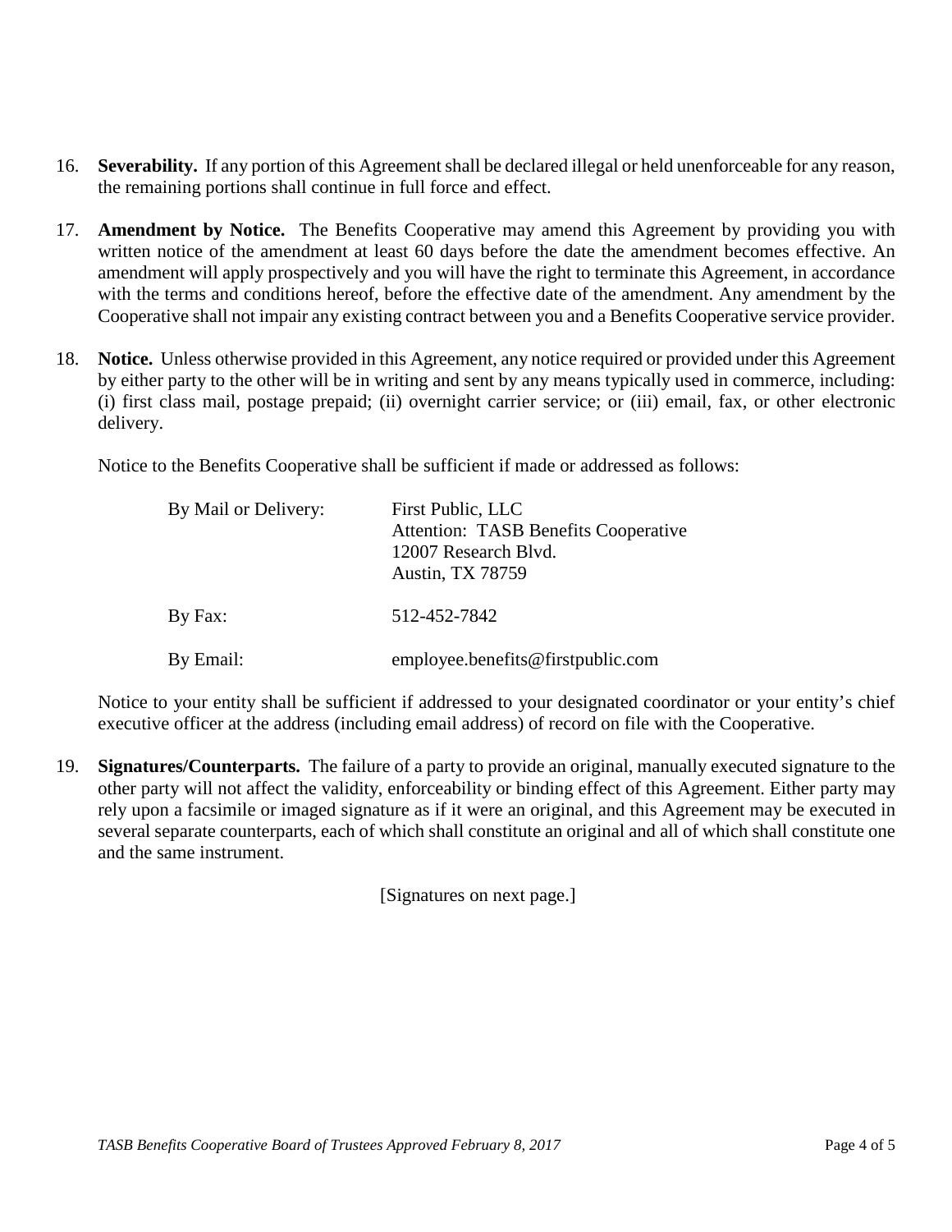16. **Severability.** If any portion of this Agreement shall be declared illegal or held unenforceable for any reason, the remaining portions shall continue in full force and effect.

17. **Amendment by Notice.** The Benefits Cooperative may amend this Agreement by providing you with written notice of the amendment at least 60 days before the date the amendment becomes effective. An amendment will apply prospectively and you will have the right to terminate this Agreement, in accordance with the terms and conditions hereof, before the effective date of the amendment. Any amendment by the Cooperative shall not impair any existing contract between you and a Benefits Cooperative service provider.

18. **Notice.** Unless otherwise provided in this Agreement, any notice required or provided under this Agreement by either party to the other will be in writing and sent by any means typically used in commerce, including: (i) first class mail, postage prepaid; (ii) overnight carrier service; or (iii) email, fax, or other electronic delivery.

    Notice to the Benefits Cooperative shall be sufficient if made or addressed as follows:

    | | |
    |---|---|
    | By Mail or Delivery: | First Public, LLC<br>Attention: TASB Benefits Cooperative<br>12007 Research Blvd.<br>Austin, TX 78759 |
    | By Fax: | 512-452-7842 |
    | By Email: | employee.benefits@firstpublic.com |

    Notice to your entity shall be sufficient if addressed to your designated coordinator or your entity's chief executive officer at the address (including email address) of record on file with the Cooperative.

19. **Signatures/Counterparts.** The failure of a party to provide an original, manually executed signature to the other party will not affect the validity, enforceability or binding effect of this Agreement. Either party may rely upon a facsimile or imaged signature as if it were an original, and this Agreement may be executed in several separate counterparts, each of which shall constitute an original and all of which shall constitute one and the same instrument.

[Signatures on next page.]

*TASB Benefits Cooperative Board of Trustees Approved February 8, 2017*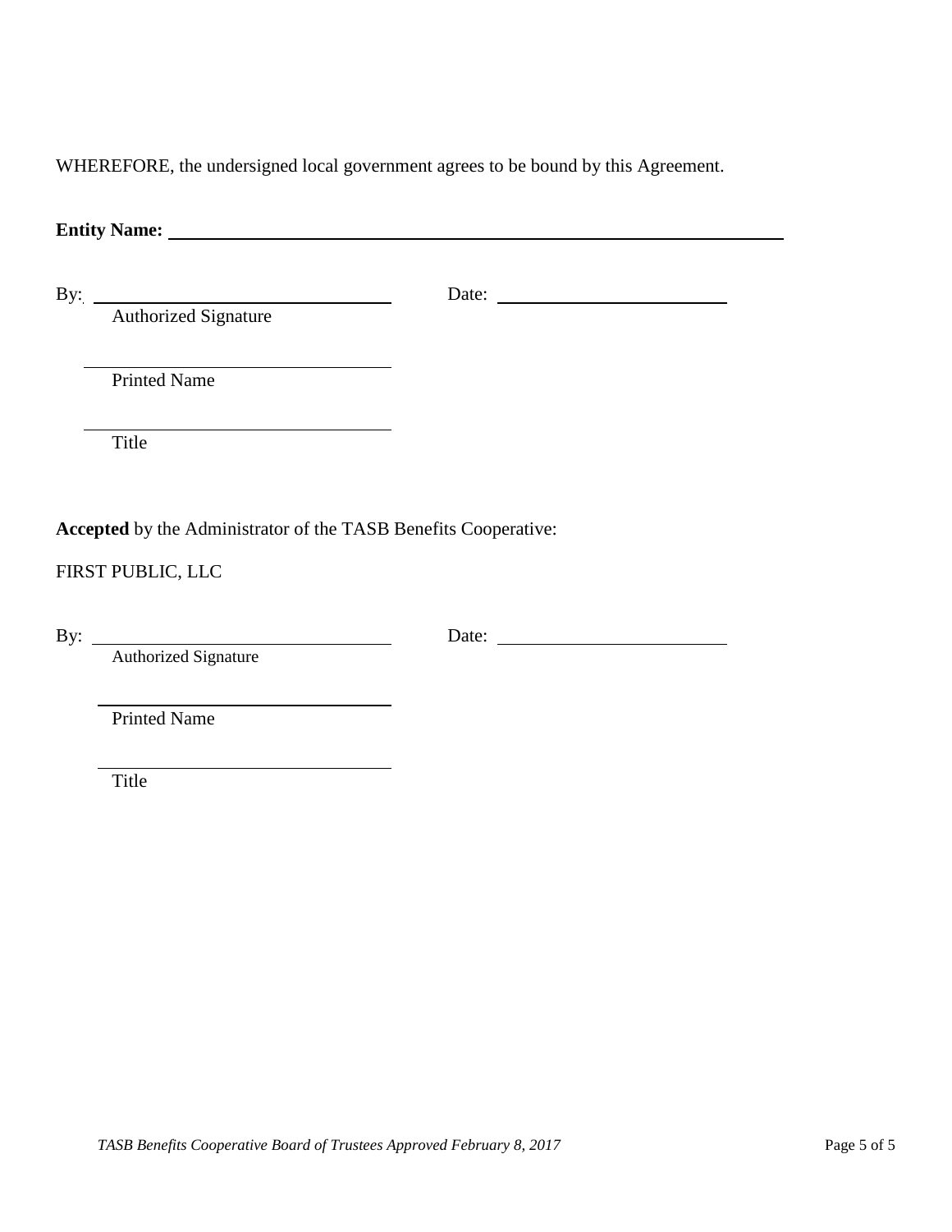WHEREFORE, the undersigned local government agrees to be bound by this Agreement.

**Entity Name:** ______________________________________________

By: ______________________________ Date: ______________________
Authorized Signature

______________________________
Printed Name

______________________________
Title

**Accepted** by the Administrator of the TASB Benefits Cooperative:

FIRST PUBLIC, LLC

By: ______________________________ Date: ______________________
Authorized Signature

______________________________
Printed Name

______________________________
Title

*TASB Benefits Cooperative Board of Trustees Approved February 8, 2017*